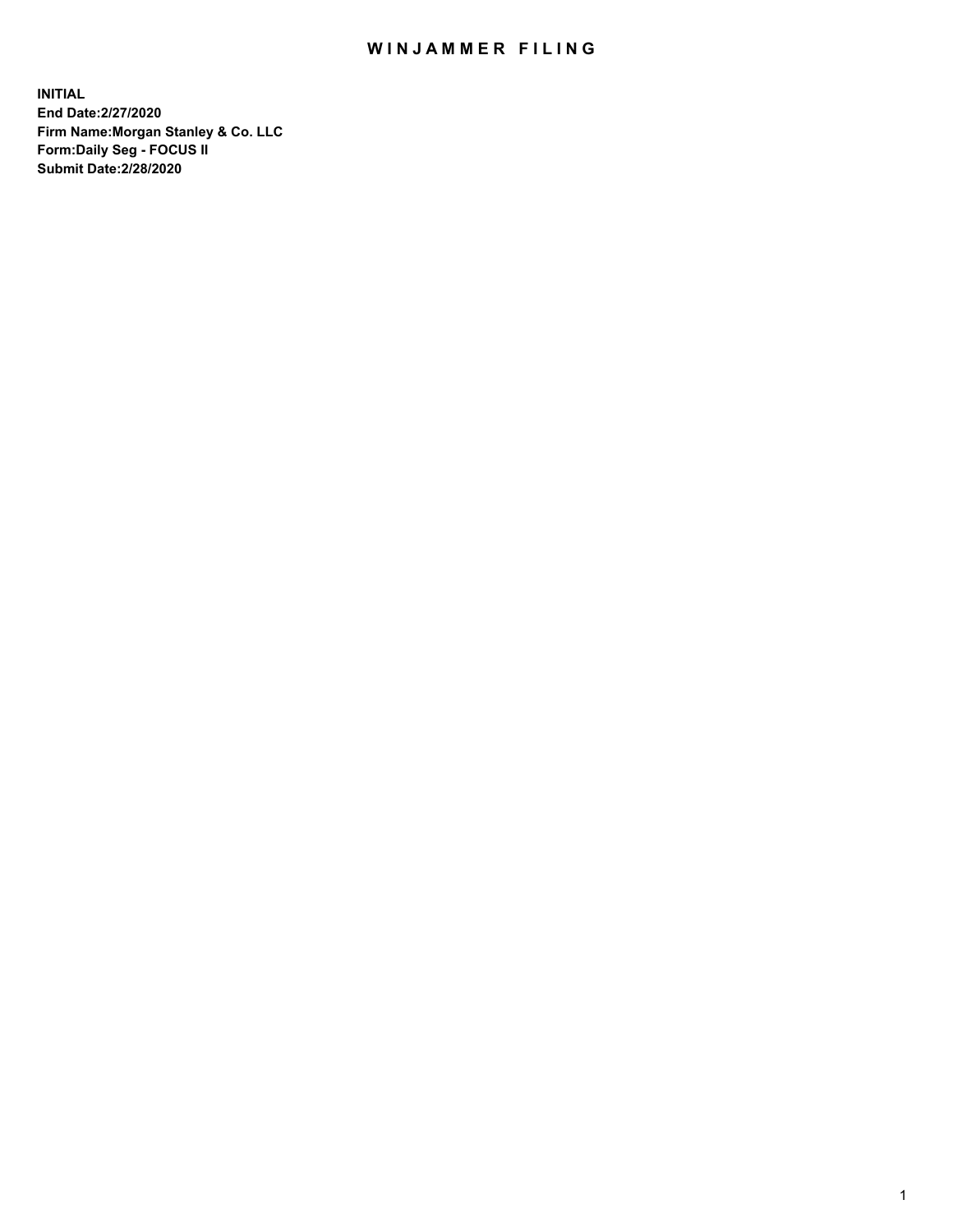# WINJAMMER FILING

**INITIAL**
**End Date:2/27/2020**
**Firm Name:Morgan Stanley & Co. LLC**
**Form:Daily Seg - FOCUS II**
**Submit Date:2/28/2020**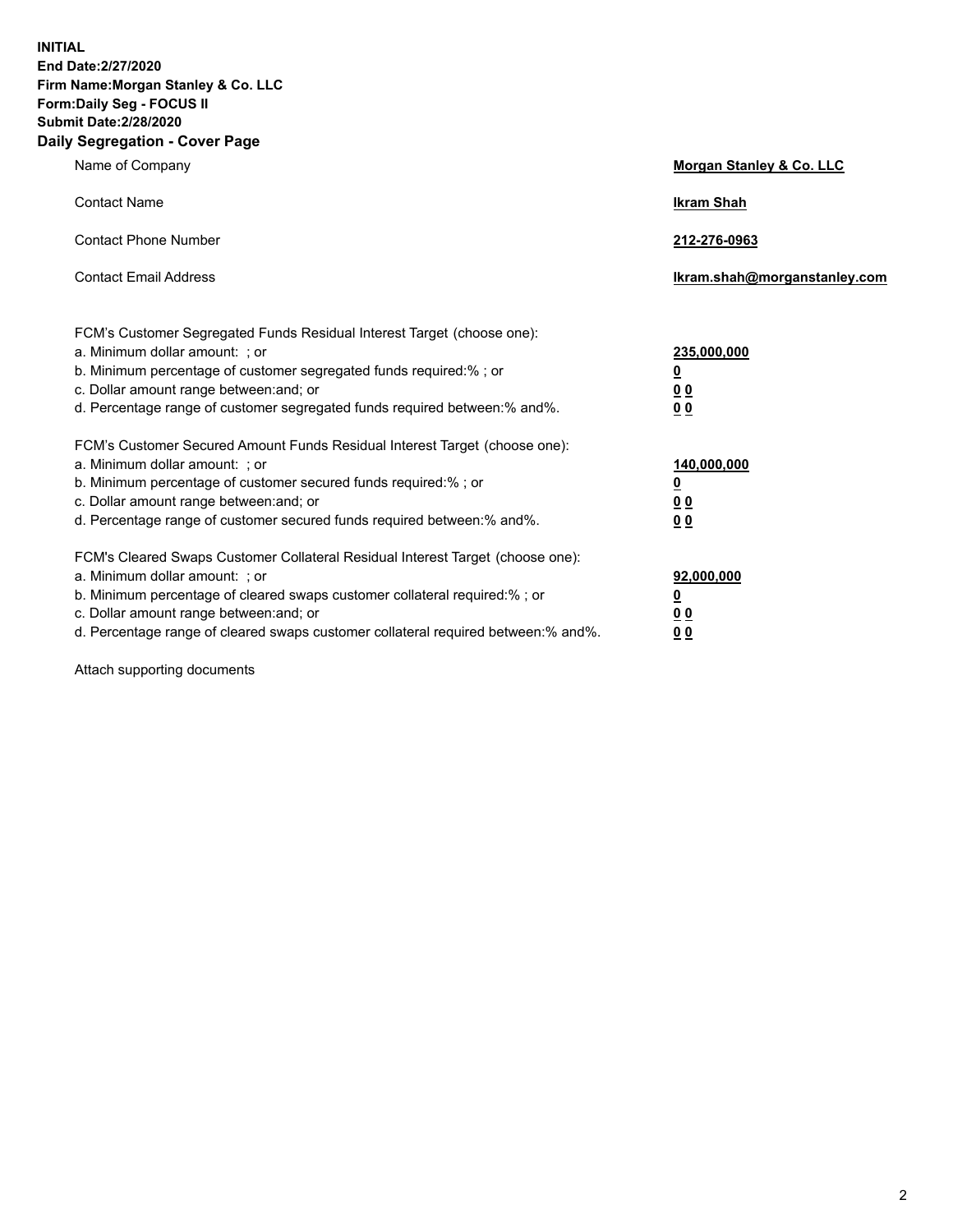**INITIAL**
**End Date:2/27/2020**
**Firm Name:Morgan Stanley & Co. LLC**
**Form:Daily Seg - FOCUS II**
**Submit Date:2/28/2020**

## Daily Segregation - Cover Page

| | |
|---|---|
| Name of Company | **Morgan Stanley & Co. LLC** |
| Contact Name | **Ikram Shah** |
| Contact Phone Number | **212-276-0963** |
| Contact Email Address | **Ikram.shah@morganstanley.com** |

FCM's Customer Segregated Funds Residual Interest Target (choose one):

| | |
|---|---|
| a. Minimum dollar amount: ; or | **235,000,000** |
| b. Minimum percentage of customer segregated funds required:% ; or | **0** |
| c. Dollar amount range between:and; or | **0 0** |
| d. Percentage range of customer segregated funds required between:% and%. | **0 0** |

FCM's Customer Secured Amount Funds Residual Interest Target (choose one):

| | |
|---|---|
| a. Minimum dollar amount: ; or | **140,000,000** |
| b. Minimum percentage of customer secured funds required:% ; or | **0** |
| c. Dollar amount range between:and; or | **0 0** |
| d. Percentage range of customer secured funds required between:% and%. | **0 0** |

FCM's Cleared Swaps Customer Collateral Residual Interest Target (choose one):

| | |
|---|---|
| a. Minimum dollar amount: ; or | **92,000,000** |
| b. Minimum percentage of cleared swaps customer collateral required:% ; or | **0** |
| c. Dollar amount range between:and; or | **0 0** |
| d. Percentage range of cleared swaps customer collateral required between:% and%. | **0 0** |

Attach supporting documents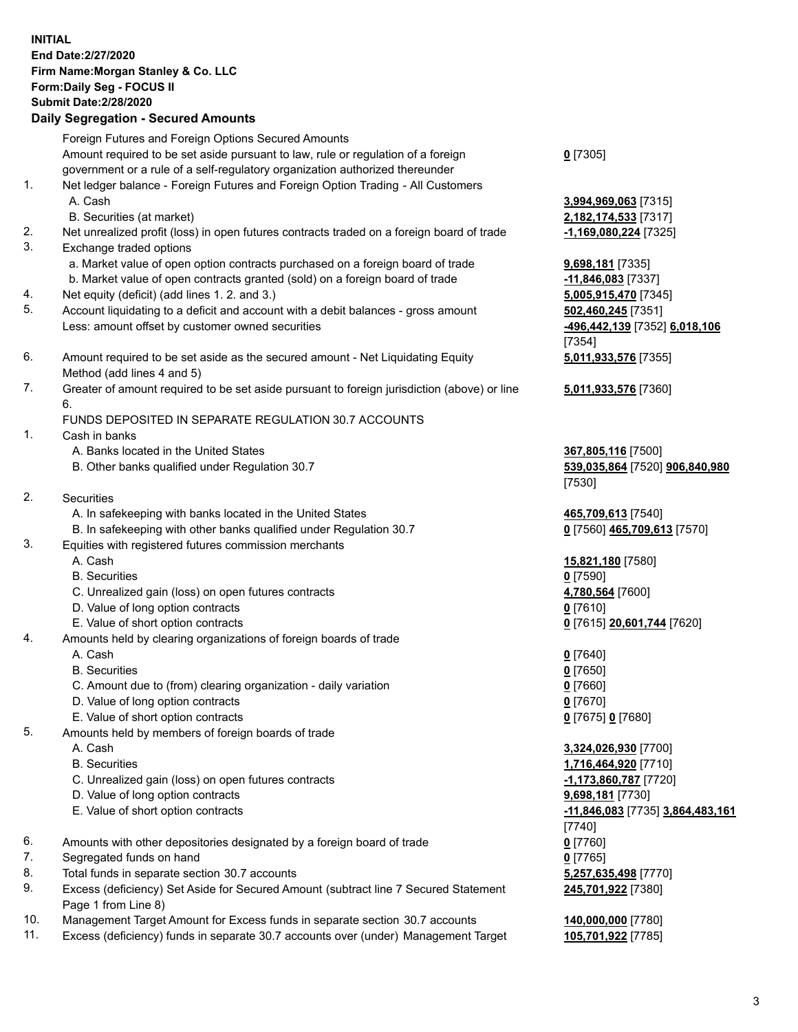**INITIAL**
**End Date:2/27/2020**
**Firm Name:Morgan Stanley & Co. LLC**
**Form:Daily Seg - FOCUS II**
**Submit Date:2/28/2020**

## Daily Segregation - Secured Amounts

| | | |
|---|---|---|
| | Foreign Futures and Foreign Options Secured Amounts | |
| | Amount required to be set aside pursuant to law, rule or regulation of a foreign government or a rule of a self-regulatory organization authorized thereunder | **0** [7305] |
| 1. | Net ledger balance - Foreign Futures and Foreign Option Trading - All Customers | |
| | A. Cash | **3,994,969,063** [7315] |
| | B. Securities (at market) | **2,182,174,533** [7317] |
| 2. | Net unrealized profit (loss) in open futures contracts traded on a foreign board of trade | **-1,169,080,224** [7325] |
| 3. | Exchange traded options | |
| | a. Market value of open option contracts purchased on a foreign board of trade | **9,698,181** [7335] |
| | b. Market value of open contracts granted (sold) on a foreign board of trade | **-11,846,083** [7337] |
| 4. | Net equity (deficit) (add lines 1. 2. and 3.) | **5,005,915,470** [7345] |
| 5. | Account liquidating to a deficit and account with a debit balances - gross amount | **502,460,245** [7351] |
| | Less: amount offset by customer owned securities | **-496,442,139** [7352] **6,018,106** [7354] |
| 6. | Amount required to be set aside as the secured amount - Net Liquidating Equity Method (add lines 4 and 5) | **5,011,933,576** [7355] |
| 7. | Greater of amount required to be set aside pursuant to foreign jurisdiction (above) or line 6. | **5,011,933,576** [7360] |
| | FUNDS DEPOSITED IN SEPARATE REGULATION 30.7 ACCOUNTS | |
| 1. | Cash in banks | |
| | A. Banks located in the United States | **367,805,116** [7500] |
| | B. Other banks qualified under Regulation 30.7 | **539,035,864** [7520] **906,840,980** [7530] |
| 2. | Securities | |
| | A. In safekeeping with banks located in the United States | **465,709,613** [7540] |
| | B. In safekeeping with other banks qualified under Regulation 30.7 | **0** [7560] **465,709,613** [7570] |
| 3. | Equities with registered futures commission merchants | |
| | A. Cash | **15,821,180** [7580] |
| | B. Securities | **0** [7590] |
| | C. Unrealized gain (loss) on open futures contracts | **4,780,564** [7600] |
| | D. Value of long option contracts | **0** [7610] |
| | E. Value of short option contracts | **0** [7615] **20,601,744** [7620] |
| 4. | Amounts held by clearing organizations of foreign boards of trade | |
| | A. Cash | **0** [7640] |
| | B. Securities | **0** [7650] |
| | C. Amount due to (from) clearing organization - daily variation | **0** [7660] |
| | D. Value of long option contracts | **0** [7670] |
| | E. Value of short option contracts | **0** [7675] **0** [7680] |
| 5. | Amounts held by members of foreign boards of trade | |
| | A. Cash | **3,324,026,930** [7700] |
| | B. Securities | **1,716,464,920** [7710] |
| | C. Unrealized gain (loss) on open futures contracts | **-1,173,860,787** [7720] |
| | D. Value of long option contracts | **9,698,181** [7730] |
| | E. Value of short option contracts | **-11,846,083** [7735] **3,864,483,161** [7740] |
| 6. | Amounts with other depositories designated by a foreign board of trade | **0** [7760] |
| 7. | Segregated funds on hand | **0** [7765] |
| 8. | Total funds in separate section 30.7 accounts | **5,257,635,498** [7770] |
| 9. | Excess (deficiency) Set Aside for Secured Amount (subtract line 7 Secured Statement Page 1 from Line 8) | **245,701,922** [7380] |
| 10. | Management Target Amount for Excess funds in separate section 30.7 accounts | **140,000,000** [7780] |
| 11. | Excess (deficiency) funds in separate 30.7 accounts over (under) Management Target | **105,701,922** [7785] |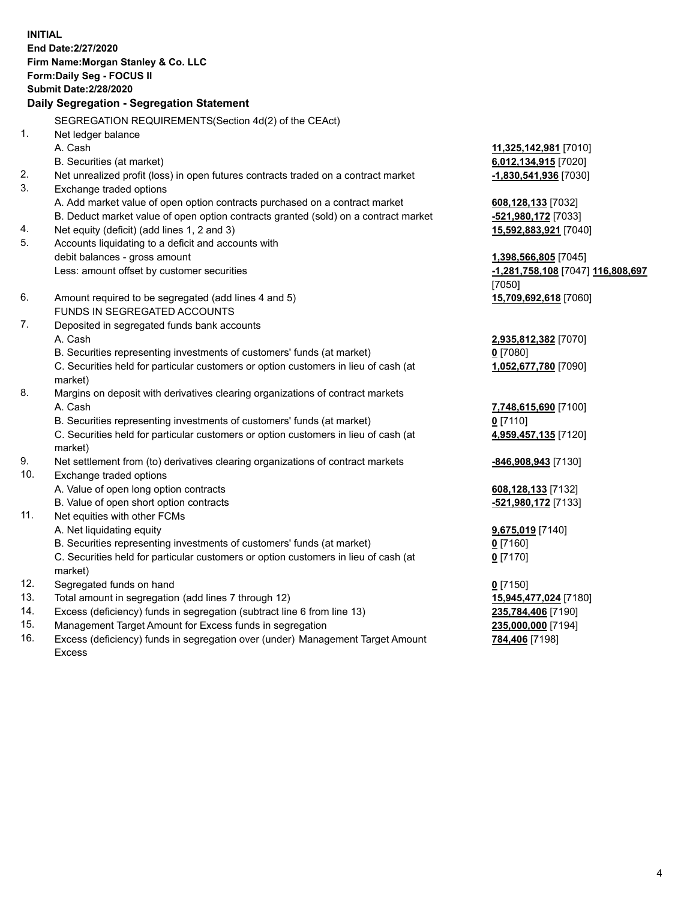**INITIAL**
**End Date:2/27/2020**
**Firm Name:Morgan Stanley & Co. LLC**
**Form:Daily Seg - FOCUS II**
**Submit Date:2/28/2020**

## Daily Segregation - Segregation Statement

SEGREGATION REQUIREMENTS(Section 4d(2) of the CEAct)

| | | |
|---|---|---|
| 1. | Net ledger balance | |
| | A. Cash | **11,325,142,981** [7010] |
| | B. Securities (at market) | **6,012,134,915** [7020] |
| 2. | Net unrealized profit (loss) in open futures contracts traded on a contract market | **-1,830,541,936** [7030] |
| 3. | Exchange traded options | |
| | A. Add market value of open option contracts purchased on a contract market | **608,128,133** [7032] |
| | B. Deduct market value of open option contracts granted (sold) on a contract market | **-521,980,172** [7033] |
| 4. | Net equity (deficit) (add lines 1, 2 and 3) | **15,592,883,921** [7040] |
| 5. | Accounts liquidating to a deficit and accounts with debit balances - gross amount | **1,398,566,805** [7045] |
| | Less: amount offset by customer securities | **-1,281,758,108** [7047] **116,808,697** [7050] |
| 6. | Amount required to be segregated (add lines 4 and 5) | **15,709,692,618** [7060] |
| | FUNDS IN SEGREGATED ACCOUNTS | |
| 7. | Deposited in segregated funds bank accounts | |
| | A. Cash | **2,935,812,382** [7070] |
| | B. Securities representing investments of customers' funds (at market) | **0** [7080] |
| | C. Securities held for particular customers or option customers in lieu of cash (at market) | **1,052,677,780** [7090] |
| 8. | Margins on deposit with derivatives clearing organizations of contract markets | |
| | A. Cash | **7,748,615,690** [7100] |
| | B. Securities representing investments of customers' funds (at market) | **0** [7110] |
| | C. Securities held for particular customers or option customers in lieu of cash (at market) | **4,959,457,135** [7120] |
| 9. | Net settlement from (to) derivatives clearing organizations of contract markets | **-846,908,943** [7130] |
| 10. | Exchange traded options | |
| | A. Value of open long option contracts | **608,128,133** [7132] |
| | B. Value of open short option contracts | **-521,980,172** [7133] |
| 11. | Net equities with other FCMs | |
| | A. Net liquidating equity | **9,675,019** [7140] |
| | B. Securities representing investments of customers' funds (at market) | **0** [7160] |
| | C. Securities held for particular customers or option customers in lieu of cash (at market) | **0** [7170] |
| 12. | Segregated funds on hand | **0** [7150] |
| 13. | Total amount in segregation (add lines 7 through 12) | **15,945,477,024** [7180] |
| 14. | Excess (deficiency) funds in segregation (subtract line 6 from line 13) | **235,784,406** [7190] |
| 15. | Management Target Amount for Excess funds in segregation | **235,000,000** [7194] |
| 16. | Excess (deficiency) funds in segregation over (under) Management Target Amount Excess | **784,406** [7198] |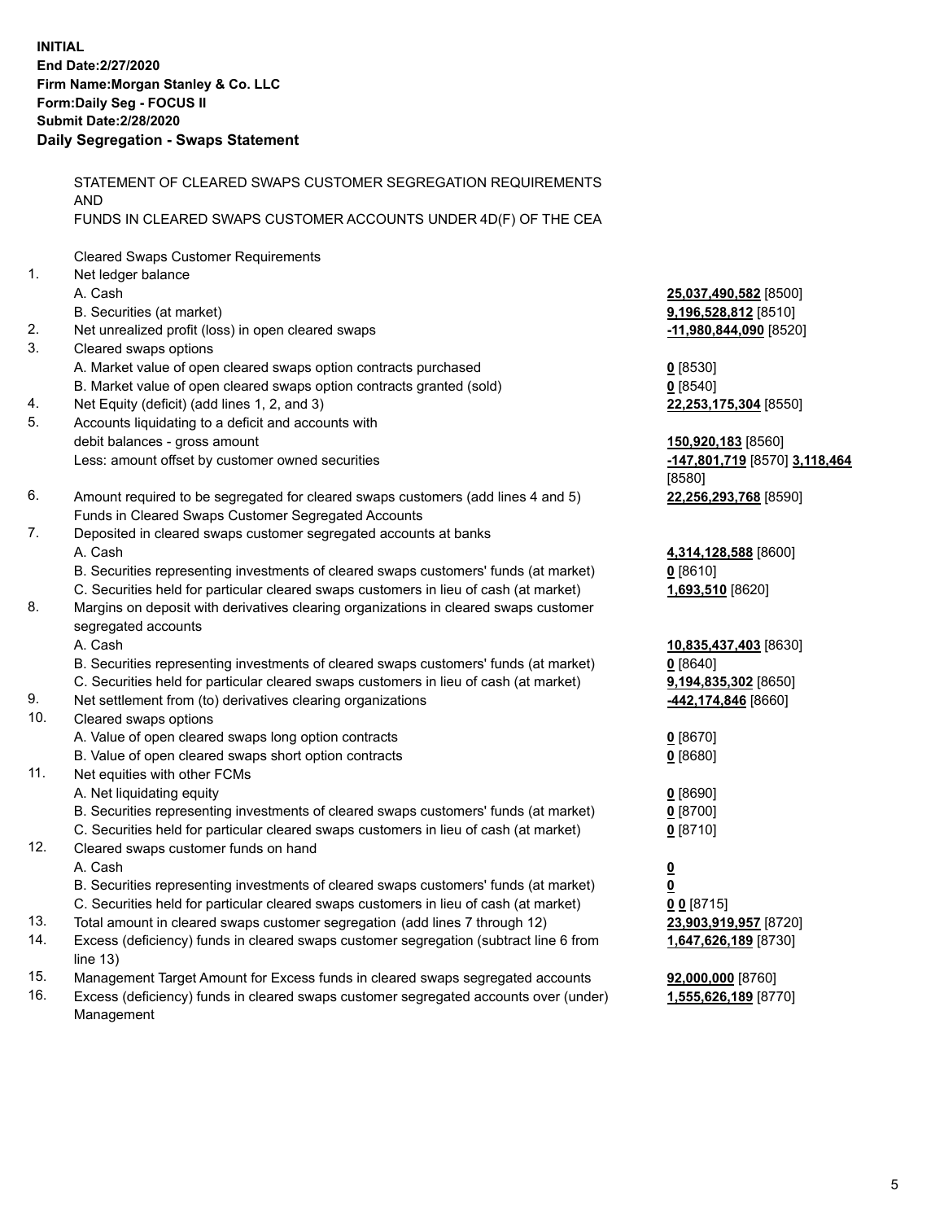**INITIAL**
**End Date:2/27/2020**
**Firm Name:Morgan Stanley & Co. LLC**
**Form:Daily Seg - FOCUS II**
**Submit Date:2/28/2020**
**Daily Segregation - Swaps Statement**

STATEMENT OF CLEARED SWAPS CUSTOMER SEGREGATION REQUIREMENTS AND
FUNDS IN CLEARED SWAPS CUSTOMER ACCOUNTS UNDER 4D(F) OF THE CEA

| | | |
|---|---|---|
| | Cleared Swaps Customer Requirements | |
| 1. | Net ledger balance | |
| | A. Cash | **25,037,490,582** [8500] |
| | B. Securities (at market) | **9,196,528,812** [8510] |
| 2. | Net unrealized profit (loss) in open cleared swaps | **-11,980,844,090** [8520] |
| 3. | Cleared swaps options | |
| | A. Market value of open cleared swaps option contracts purchased | **0** [8530] |
| | B. Market value of open cleared swaps option contracts granted (sold) | **0** [8540] |
| 4. | Net Equity (deficit) (add lines 1, 2, and 3) | **22,253,175,304** [8550] |
| 5. | Accounts liquidating to a deficit and accounts with debit balances - gross amount | **150,920,183** [8560] |
| | Less: amount offset by customer owned securities | **-147,801,719** [8570] **3,118,464** [8580] |
| 6. | Amount required to be segregated for cleared swaps customers (add lines 4 and 5) | **22,256,293,768** [8590] |
| | Funds in Cleared Swaps Customer Segregated Accounts | |
| 7. | Deposited in cleared swaps customer segregated accounts at banks | |
| | A. Cash | **4,314,128,588** [8600] |
| | B. Securities representing investments of cleared swaps customers' funds (at market) | **0** [8610] |
| | C. Securities held for particular cleared swaps customers in lieu of cash (at market) | **1,693,510** [8620] |
| 8. | Margins on deposit with derivatives clearing organizations in cleared swaps customer segregated accounts | |
| | A. Cash | **10,835,437,403** [8630] |
| | B. Securities representing investments of cleared swaps customers' funds (at market) | **0** [8640] |
| | C. Securities held for particular cleared swaps customers in lieu of cash (at market) | **9,194,835,302** [8650] |
| 9. | Net settlement from (to) derivatives clearing organizations | **-442,174,846** [8660] |
| 10. | Cleared swaps options | |
| | A. Value of open cleared swaps long option contracts | **0** [8670] |
| | B. Value of open cleared swaps short option contracts | **0** [8680] |
| 11. | Net equities with other FCMs | |
| | A. Net liquidating equity | **0** [8690] |
| | B. Securities representing investments of cleared swaps customers' funds (at market) | **0** [8700] |
| | C. Securities held for particular cleared swaps customers in lieu of cash (at market) | **0** [8710] |
| 12. | Cleared swaps customer funds on hand | |
| | A. Cash | **0** |
| | B. Securities representing investments of cleared swaps customers' funds (at market) | **0** |
| | C. Securities held for particular cleared swaps customers in lieu of cash (at market) | **0** **0** [8715] |
| 13. | Total amount in cleared swaps customer segregation (add lines 7 through 12) | **23,903,919,957** [8720] |
| 14. | Excess (deficiency) funds in cleared swaps customer segregation (subtract line 6 from line 13) | **1,647,626,189** [8730] |
| 15. | Management Target Amount for Excess funds in cleared swaps segregated accounts | **92,000,000** [8760] |
| 16. | Excess (deficiency) funds in cleared swaps customer segregated accounts over (under) Management | **1,555,626,189** [8770] |